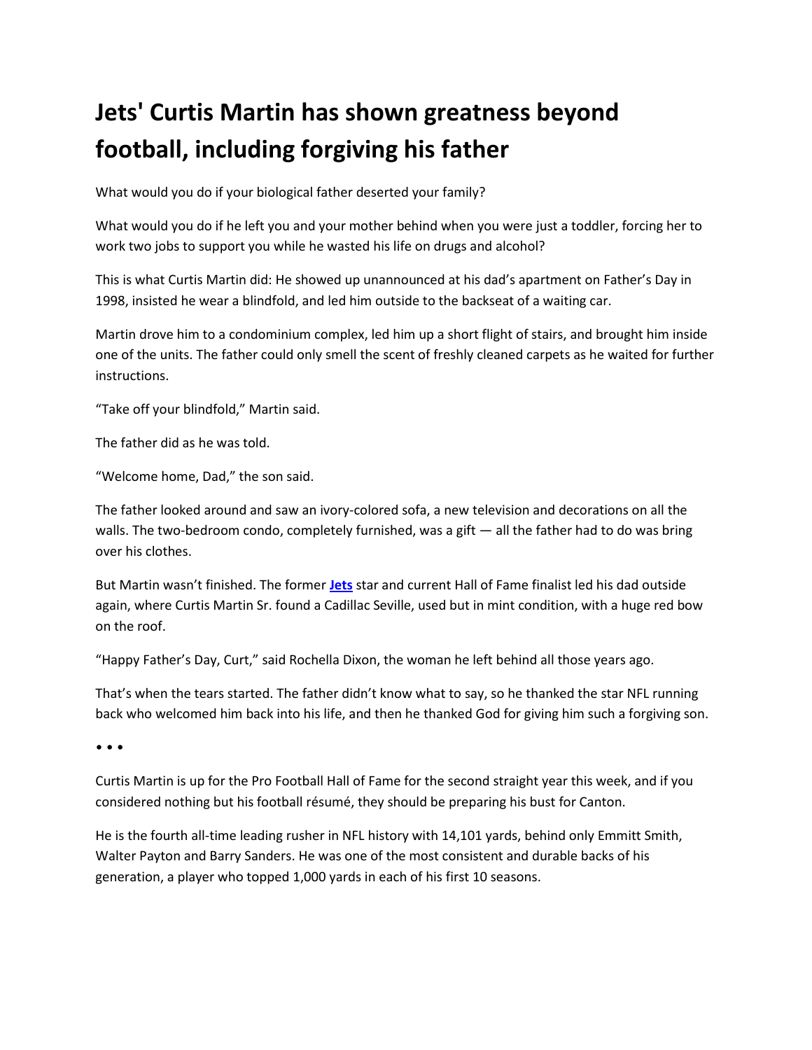# Jets' Curtis Martin has shown greatness beyond football, including forgiving his father

What would you do if your biological father deserted your family?

What would you do if he left you and your mother behind when you were just a toddler, forcing her to work two jobs to support you while he wasted his life on drugs and alcohol?

This is what Curtis Martin did: He showed up unannounced at his dad's apartment on Father's Day in 1998, insisted he wear a blindfold, and led him outside to the backseat of a waiting car.

Martin drove him to a condominium complex, led him up a short flight of stairs, and brought him inside one of the units. The father could only smell the scent of freshly cleaned carpets as he waited for further instructions.

"Take off your blindfold," Martin said.

The father did as he was told.

"Welcome home, Dad," the son said.

The father looked around and saw an ivory-colored sofa, a new television and decorations on all the walls. The two-bedroom condo, completely furnished, was a gift — all the father had to do was bring over his clothes.

But Martin wasn't finished. The former **Jets** star and current Hall of Fame finalist led his dad outside again, where Curtis Martin Sr. found a Cadillac Seville, used but in mint condition, with a huge red bow on the roof.

"Happy Father's Day, Curt," said Rochella Dixon, the woman he left behind all those years ago.

That's when the tears started. The father didn't know what to say, so he thanked the star NFL running back who welcomed him back into his life, and then he thanked God for giving him such a forgiving son.

• • •

Curtis Martin is up for the Pro Football Hall of Fame for the second straight year this week, and if you considered nothing but his football résumé, they should be preparing his bust for Canton.

He is the fourth all-time leading rusher in NFL history with 14,101 yards, behind only Emmitt Smith, Walter Payton and Barry Sanders. He was one of the most consistent and durable backs of his generation, a player who topped 1,000 yards in each of his first 10 seasons.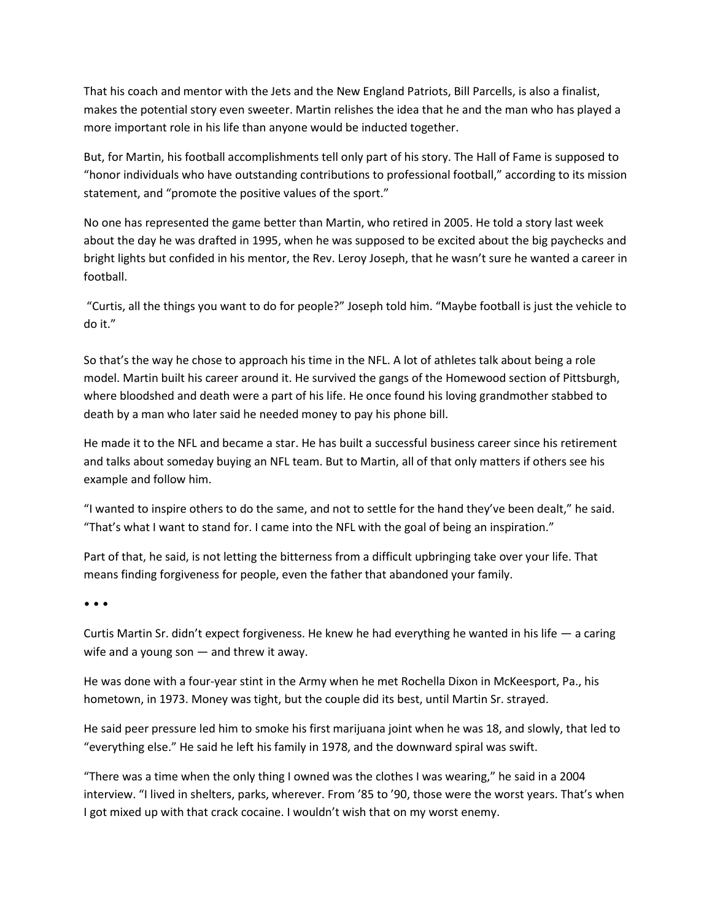That his coach and mentor with the Jets and the New England Patriots, Bill Parcells, is also a finalist, makes the potential story even sweeter. Martin relishes the idea that he and the man who has played a more important role in his life than anyone would be inducted together.

But, for Martin, his football accomplishments tell only part of his story. The Hall of Fame is supposed to "honor individuals who have outstanding contributions to professional football," according to its mission statement, and "promote the positive values of the sport."

No one has represented the game better than Martin, who retired in 2005. He told a story last week about the day he was drafted in 1995, when he was supposed to be excited about the big paychecks and bright lights but confided in his mentor, the Rev. Leroy Joseph, that he wasn't sure he wanted a career in football.

"Curtis, all the things you want to do for people?" Joseph told him. "Maybe football is just the vehicle to do it."

So that's the way he chose to approach his time in the NFL. A lot of athletes talk about being a role model. Martin built his career around it. He survived the gangs of the Homewood section of Pittsburgh, where bloodshed and death were a part of his life. He once found his loving grandmother stabbed to death by a man who later said he needed money to pay his phone bill.

He made it to the NFL and became a star. He has built a successful business career since his retirement and talks about someday buying an NFL team. But to Martin, all of that only matters if others see his example and follow him.

"I wanted to inspire others to do the same, and not to settle for the hand they've been dealt," he said. "That's what I want to stand for. I came into the NFL with the goal of being an inspiration."

Part of that, he said, is not letting the bitterness from a difficult upbringing take over your life. That means finding forgiveness for people, even the father that abandoned your family.

• • •

Curtis Martin Sr. didn't expect forgiveness. He knew he had everything he wanted in his life — a caring wife and a young son — and threw it away.

He was done with a four-year stint in the Army when he met Rochella Dixon in McKeesport, Pa., his hometown, in 1973. Money was tight, but the couple did its best, until Martin Sr. strayed.

He said peer pressure led him to smoke his first marijuana joint when he was 18, and slowly, that led to "everything else." He said he left his family in 1978, and the downward spiral was swift.

"There was a time when the only thing I owned was the clothes I was wearing," he said in a 2004 interview. "I lived in shelters, parks, wherever. From '85 to '90, those were the worst years. That's when I got mixed up with that crack cocaine. I wouldn't wish that on my worst enemy.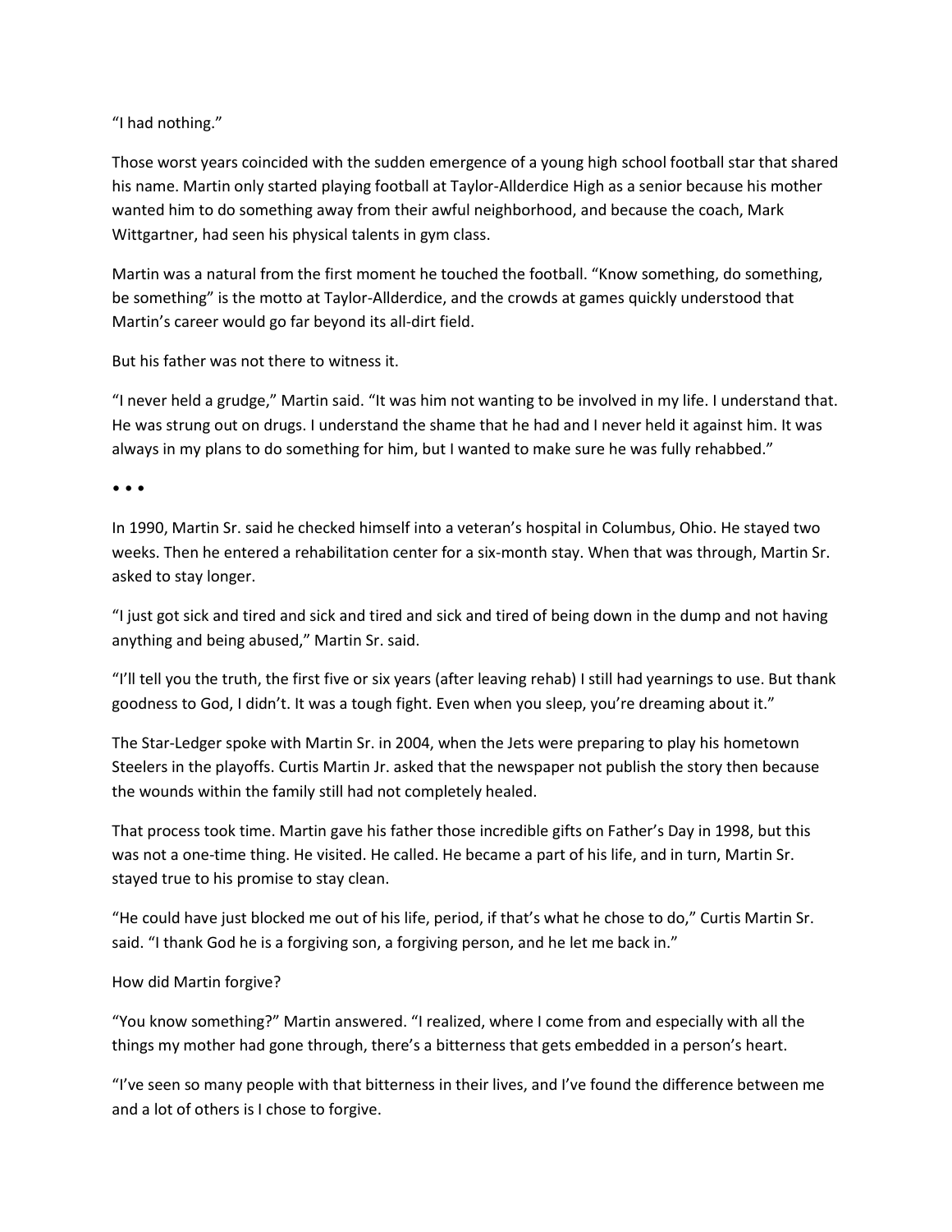“I had nothing.”

Those worst years coincided with the sudden emergence of a young high school football star that shared his name. Martin only started playing football at Taylor-Allderdice High as a senior because his mother wanted him to do something away from their awful neighborhood, and because the coach, Mark Wittgartner, had seen his physical talents in gym class.

Martin was a natural from the first moment he touched the football. “Know something, do something, be something” is the motto at Taylor-Allderdice, and the crowds at games quickly understood that Martin’s career would go far beyond its all-dirt field.

But his father was not there to witness it.

“I never held a grudge,” Martin said. “It was him not wanting to be involved in my life. I understand that. He was strung out on drugs. I understand the shame that he had and I never held it against him. It was always in my plans to do something for him, but I wanted to make sure he was fully rehabbed.”

• • •

In 1990, Martin Sr. said he checked himself into a veteran’s hospital in Columbus, Ohio. He stayed two weeks. Then he entered a rehabilitation center for a six-month stay. When that was through, Martin Sr. asked to stay longer.

“I just got sick and tired and sick and tired and sick and tired of being down in the dump and not having anything and being abused,” Martin Sr. said.

“I’ll tell you the truth, the first five or six years (after leaving rehab) I still had yearnings to use. But thank goodness to God, I didn’t. It was a tough fight. Even when you sleep, you’re dreaming about it.”

The Star-Ledger spoke with Martin Sr. in 2004, when the Jets were preparing to play his hometown Steelers in the playoffs. Curtis Martin Jr. asked that the newspaper not publish the story then because the wounds within the family still had not completely healed.

That process took time. Martin gave his father those incredible gifts on Father’s Day in 1998, but this was not a one-time thing. He visited. He called. He became a part of his life, and in turn, Martin Sr. stayed true to his promise to stay clean.

“He could have just blocked me out of his life, period, if that’s what he chose to do,” Curtis Martin Sr. said. “I thank God he is a forgiving son, a forgiving person, and he let me back in.”

How did Martin forgive?

“You know something?” Martin answered. “I realized, where I come from and especially with all the things my mother had gone through, there’s a bitterness that gets embedded in a person’s heart.

“I’ve seen so many people with that bitterness in their lives, and I’ve found the difference between me and a lot of others is I chose to forgive.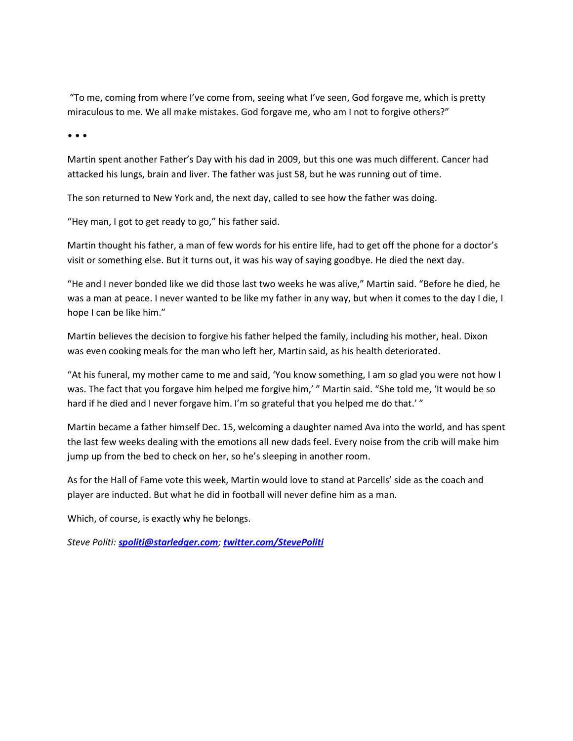"To me, coming from where I've come from, seeing what I've seen, God forgave me, which is pretty miraculous to me. We all make mistakes. God forgave me, who am I not to forgive others?"

• • •

Martin spent another Father's Day with his dad in 2009, but this one was much different. Cancer had attacked his lungs, brain and liver. The father was just 58, but he was running out of time.

The son returned to New York and, the next day, called to see how the father was doing.

"Hey man, I got to get ready to go," his father said.

Martin thought his father, a man of few words for his entire life, had to get off the phone for a doctor's visit or something else. But it turns out, it was his way of saying goodbye. He died the next day.

"He and I never bonded like we did those last two weeks he was alive," Martin said. "Before he died, he was a man at peace. I never wanted to be like my father in any way, but when it comes to the day I die, I hope I can be like him."

Martin believes the decision to forgive his father helped the family, including his mother, heal. Dixon was even cooking meals for the man who left her, Martin said, as his health deteriorated.

"At his funeral, my mother came to me and said, 'You know something, I am so glad you were not how I was. The fact that you forgave him helped me forgive him,' " Martin said. "She told me, 'It would be so hard if he died and I never forgave him. I'm so grateful that you helped me do that.' "

Martin became a father himself Dec. 15, welcoming a daughter named Ava into the world, and has spent the last few weeks dealing with the emotions all new dads feel. Every noise from the crib will make him jump up from the bed to check on her, so he's sleeping in another room.

As for the Hall of Fame vote this week, Martin would love to stand at Parcells' side as the coach and player are inducted. But what he did in football will never define him as a man.

Which, of course, is exactly why he belongs.

*Steve Politi: [spoliti@starledger.com](mailto:spoliti@starledger.com); [twitter.com/StevePoliti](https://twitter.com/StevePoliti)*